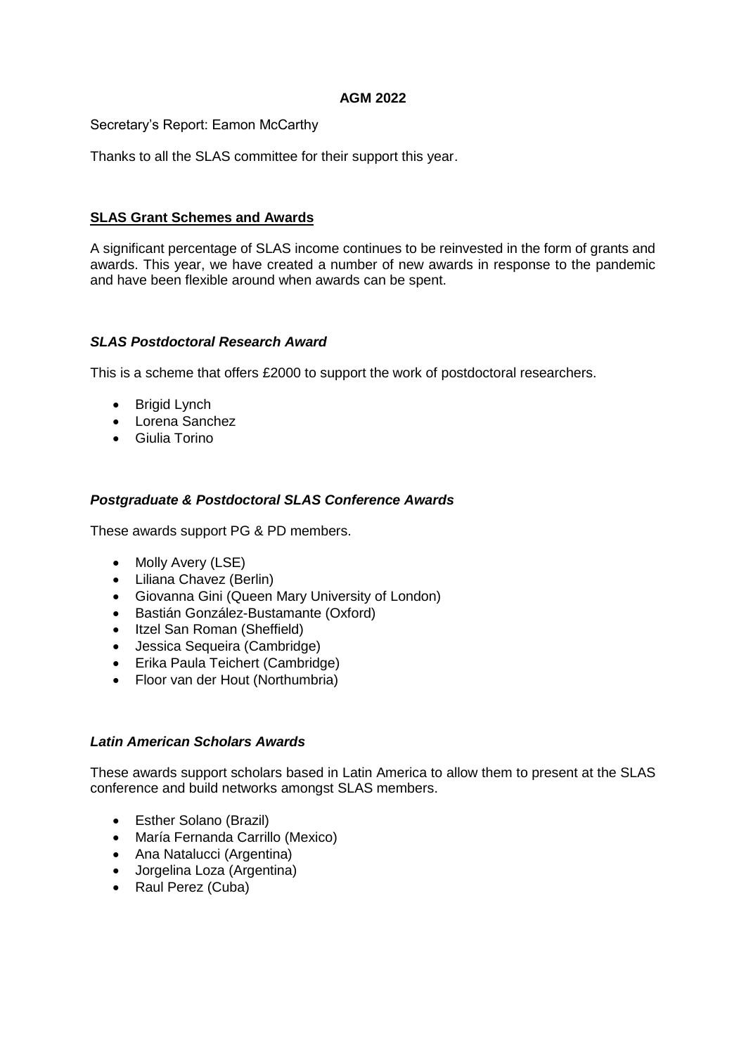**AGM 2022**

Secretary's Report: Eamon McCarthy

Thanks to all the SLAS committee for their support this year.

## SLAS Grant Schemes and Awards

A significant percentage of SLAS income continues to be reinvested in the form of grants and awards. This year, we have created a number of new awards in response to the pandemic and have been flexible around when awards can be spent.

### *SLAS Postdoctoral Research Award*

This is a scheme that offers £2000 to support the work of postdoctoral researchers.

- Brigid Lynch
- Lorena Sanchez
- Giulia Torino

### *Postgraduate & Postdoctoral SLAS Conference Awards*

These awards support PG & PD members.

- Molly Avery (LSE)
- Liliana Chavez (Berlin)
- Giovanna Gini (Queen Mary University of London)
- Bastián González-Bustamante (Oxford)
- Itzel San Roman (Sheffield)
- Jessica Sequeira (Cambridge)
- Erika Paula Teichert (Cambridge)
- Floor van der Hout (Northumbria)

### *Latin American Scholars Awards*

These awards support scholars based in Latin America to allow them to present at the SLAS conference and build networks amongst SLAS members.

- Esther Solano (Brazil)
- María Fernanda Carrillo (Mexico)
- Ana Natalucci (Argentina)
- Jorgelina Loza (Argentina)
- Raul Perez (Cuba)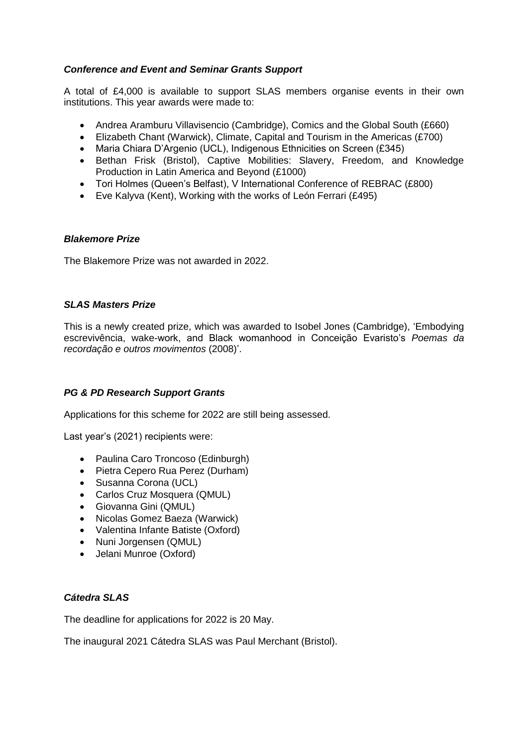### ***Conference and Event and Seminar Grants Support***

A total of £4,000 is available to support SLAS members organise events in their own institutions. This year awards were made to:

- Andrea Aramburu Villavisencio (Cambridge), Comics and the Global South (£660)
- Elizabeth Chant (Warwick), Climate, Capital and Tourism in the Americas (£700)
- Maria Chiara D'Argenio (UCL), Indigenous Ethnicities on Screen (£345)
- Bethan Frisk (Bristol), Captive Mobilities: Slavery, Freedom, and Knowledge Production in Latin America and Beyond (£1000)
- Tori Holmes (Queen's Belfast), V International Conference of REBRAC (£800)
- Eve Kalyva (Kent), Working with the works of León Ferrari (£495)

### ***Blakemore Prize***

The Blakemore Prize was not awarded in 2022.

### ***SLAS Masters Prize***

This is a newly created prize, which was awarded to Isobel Jones (Cambridge), 'Embodying escrevivência, wake-work, and Black womanhood in Conceição Evaristo's *Poemas da recordação e outros movimentos* (2008)'.

### ***PG & PD Research Support Grants***

Applications for this scheme for 2022 are still being assessed.

Last year's (2021) recipients were:

- Paulina Caro Troncoso (Edinburgh)
- Pietra Cepero Rua Perez (Durham)
- Susanna Corona (UCL)
- Carlos Cruz Mosquera (QMUL)
- Giovanna Gini (QMUL)
- Nicolas Gomez Baeza (Warwick)
- Valentina Infante Batiste (Oxford)
- Nuni Jorgensen (QMUL)
- Jelani Munroe (Oxford)

### ***Cátedra SLAS***

The deadline for applications for 2022 is 20 May.

The inaugural 2021 Cátedra SLAS was Paul Merchant (Bristol).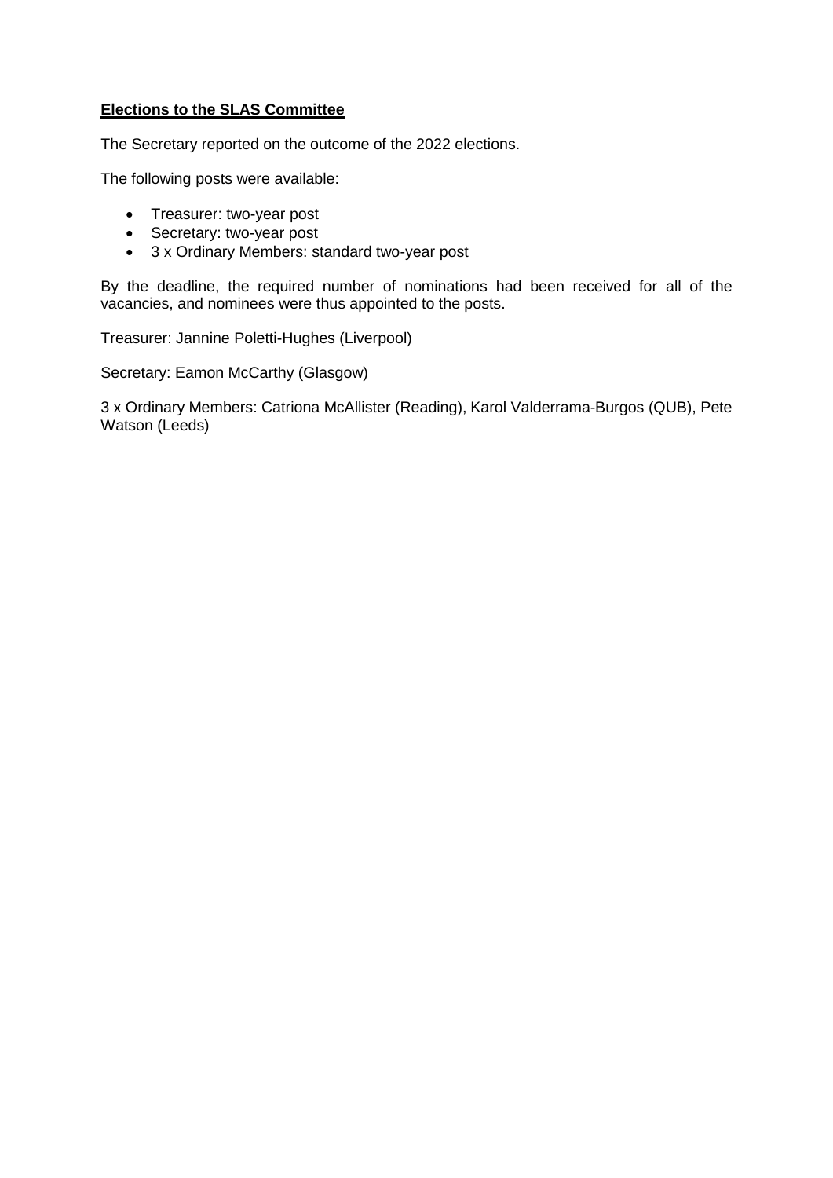**Elections to the SLAS Committee**

The Secretary reported on the outcome of the 2022 elections.

The following posts were available:

- Treasurer: two-year post
- Secretary: two-year post
- 3 x Ordinary Members: standard two-year post

By the deadline, the required number of nominations had been received for all of the vacancies, and nominees were thus appointed to the posts.

Treasurer: Jannine Poletti-Hughes (Liverpool)

Secretary: Eamon McCarthy (Glasgow)

3 x Ordinary Members: Catriona McAllister (Reading), Karol Valderrama-Burgos (QUB), Pete Watson (Leeds)